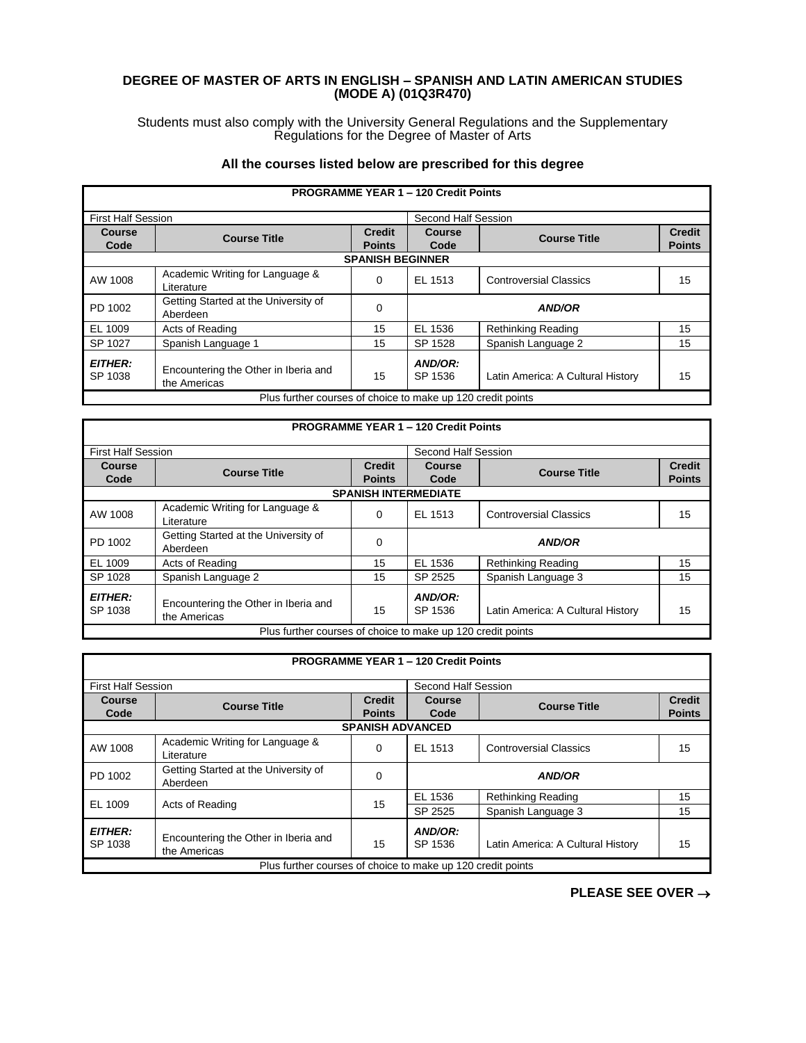**DEGREE OF MASTER OF ARTS IN ENGLISH – SPANISH AND LATIN AMERICAN STUDIES (MODE A) (01Q3R470)**

Students must also comply with the University General Regulations and the Supplementary Regulations for the Degree of Master of Arts

**All the courses listed below are prescribed for this degree**

| **PROGRAMME YEAR 1 – 120 Credit Points** | | | | | |
|---|---|---|---|---|---|
| First Half Session | | | Second Half Session | | |
| **Course Code** | **Course Title** | **Credit Points** | **Course Code** | **Course Title** | **Credit Points** |
| **SPANISH BEGINNER** | | | | | |
| AW 1008 | Academic Writing for Language & Literature | 0 | EL 1513 | Controversial Classics | 15 |
| PD 1002 | Getting Started at the University of Aberdeen | 0 | ***AND/OR*** | | |
| EL 1009 | Acts of Reading | 15 | EL 1536 | Rethinking Reading | 15 |
| SP 1027 | Spanish Language 1 | 15 | SP 1528 | Spanish Language 2 | 15 |
| ***EITHER:*** SP 1038 | Encountering the Other in Iberia and the Americas | 15 | ***AND/OR:*** SP 1536 | Latin America: A Cultural History | 15 |
| Plus further courses of choice to make up 120 credit points | | | | | |

| **PROGRAMME YEAR 1 – 120 Credit Points** | | | | | |
|---|---|---|---|---|---|
| First Half Session | | | Second Half Session | | |
| **Course Code** | **Course Title** | **Credit Points** | **Course Code** | **Course Title** | **Credit Points** |
| **SPANISH INTERMEDIATE** | | | | | |
| AW 1008 | Academic Writing for Language & Literature | 0 | EL 1513 | Controversial Classics | 15 |
| PD 1002 | Getting Started at the University of Aberdeen | 0 | ***AND/OR*** | | |
| EL 1009 | Acts of Reading | 15 | EL 1536 | Rethinking Reading | 15 |
| SP 1028 | Spanish Language 2 | 15 | SP 2525 | Spanish Language 3 | 15 |
| ***EITHER:*** SP 1038 | Encountering the Other in Iberia and the Americas | 15 | ***AND/OR:*** SP 1536 | Latin America: A Cultural History | 15 |
| Plus further courses of choice to make up 120 credit points | | | | | |

| **PROGRAMME YEAR 1 – 120 Credit Points** | | | | | |
|---|---|---|---|---|---|
| First Half Session | | | Second Half Session | | |
| **Course Code** | **Course Title** | **Credit Points** | **Course Code** | **Course Title** | **Credit Points** |
| **SPANISH ADVANCED** | | | | | |
| AW 1008 | Academic Writing for Language & Literature | 0 | EL 1513 | Controversial Classics | 15 |
| PD 1002 | Getting Started at the University of Aberdeen | 0 | ***AND/OR*** | | |
| EL 1009 | Acts of Reading | 15 | EL 1536 | Rethinking Reading | 15 |
| | | | SP 2525 | Spanish Language 3 | 15 |
| ***EITHER:*** SP 1038 | Encountering the Other in Iberia and the Americas | 15 | ***AND/OR:*** SP 1536 | Latin America: A Cultural History | 15 |
| Plus further courses of choice to make up 120 credit points | | | | | |

**PLEASE SEE OVER →**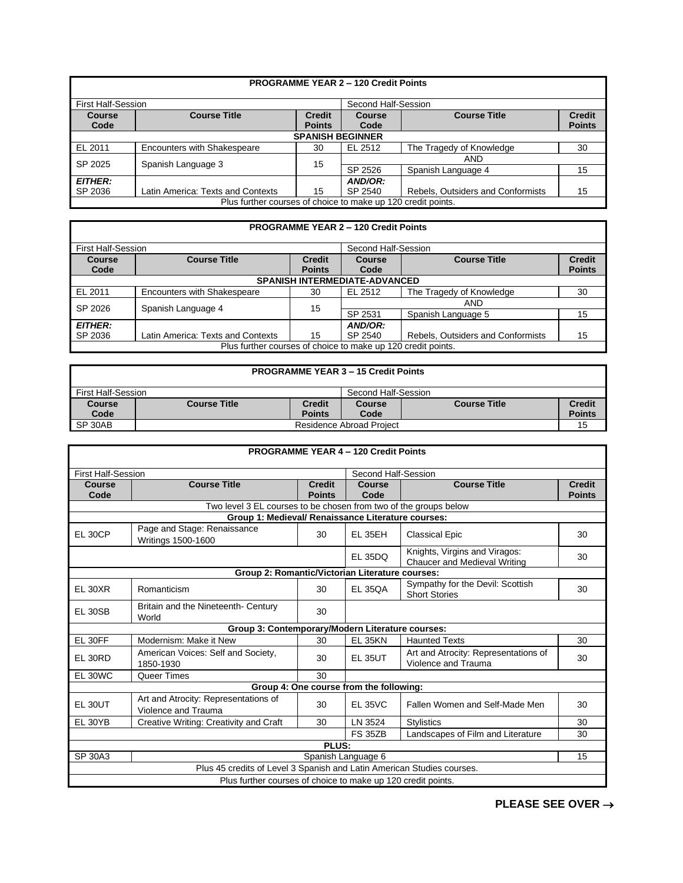| PROGRAMME YEAR 2 – 120 Credit Points | | | | | |
|---|---|---|---|---|---|
| First Half-Session | | | Second Half-Session | | |
| **Course Code** | **Course Title** | **Credit Points** | **Course Code** | **Course Title** | **Credit Points** |
| **SPANISH BEGINNER** | | | | | |
| EL 2011 | Encounters with Shakespeare | 30 | EL 2512 | The Tragedy of Knowledge | 30 |
| SP 2025 | Spanish Language 3 | 15 | AND | | |
| | | | SP 2526 | Spanish Language 4 | 15 |
| ***EITHER:*** SP 2036 | Latin America: Texts and Contexts | 15 | ***AND/OR:*** SP 2540 | Rebels, Outsiders and Conformists | 15 |
| Plus further courses of choice to make up 120 credit points. | | | | | |

| PROGRAMME YEAR 2 – 120 Credit Points | | | | | |
|---|---|---|---|---|---|
| First Half-Session | | | Second Half-Session | | |
| **Course Code** | **Course Title** | **Credit Points** | **Course Code** | **Course Title** | **Credit Points** |
| **SPANISH INTERMEDIATE-ADVANCED** | | | | | |
| EL 2011 | Encounters with Shakespeare | 30 | EL 2512 | The Tragedy of Knowledge | 30 |
| SP 2026 | Spanish Language 4 | 15 | AND | | |
| | | | SP 2531 | Spanish Language 5 | 15 |
| ***EITHER:*** SP 2036 | Latin America: Texts and Contexts | 15 | ***AND/OR:*** SP 2540 | Rebels, Outsiders and Conformists | 15 |
| Plus further courses of choice to make up 120 credit points. | | | | | |

| PROGRAMME YEAR 3 – 15 Credit Points | | | | | |
|---|---|---|---|---|---|
| First Half-Session | | | Second Half-Session | | |
| **Course Code** | **Course Title** | **Credit Points** | **Course Code** | **Course Title** | **Credit Points** |
| SP 30AB | Residence Abroad Project | | | | 15 |

| PROGRAMME YEAR 4 – 120 Credit Points | | | | | |
|---|---|---|---|---|---|
| First Half-Session | | | Second Half-Session | | |
| **Course Code** | **Course Title** | **Credit Points** | **Course Code** | **Course Title** | **Credit Points** |
| Two level 3 EL courses to be chosen from two of the groups below | | | | | |
| **Group 1: Medieval/ Renaissance Literature courses:** | | | | | |
| EL 30CP | Page and Stage: Renaissance Writings 1500-1600 | 30 | EL 35EH | Classical Epic | 30 |
| | | | EL 35DQ | Knights, Virgins and Viragos: Chaucer and Medieval Writing | 30 |
| **Group 2: Romantic/Victorian Literature courses:** | | | | | |
| EL 30XR | Romanticism | 30 | EL 35QA | Sympathy for the Devil: Scottish Short Stories | 30 |
| EL 30SB | Britain and the Nineteenth- Century World | 30 | | | |
| **Group 3: Contemporary/Modern Literature courses:** | | | | | |
| EL 30FF | Modernism: Make it New | 30 | EL 35KN | Haunted Texts | 30 |
| EL 30RD | American Voices: Self and Society, 1850-1930 | 30 | EL 35UT | Art and Atrocity: Representations of Violence and Trauma | 30 |
| EL 30WC | Queer Times | 30 | | | |
| **Group 4: One course from the following:** | | | | | |
| EL 30UT | Art and Atrocity: Representations of Violence and Trauma | 30 | EL 35VC | Fallen Women and Self-Made Men | 30 |
| EL 30YB | Creative Writing: Creativity and Craft | 30 | LN 3524 | Stylistics | 30 |
| | | | FS 35ZB | Landscapes of Film and Literature | 30 |
| **PLUS:** | | | | | |
| SP 30A3 | Spanish Language 6 | | | | 15 |
| Plus 45 credits of Level 3 Spanish and Latin American Studies courses. | | | | | |
| Plus further courses of choice to make up 120 credit points. | | | | | |

**PLEASE SEE OVER →**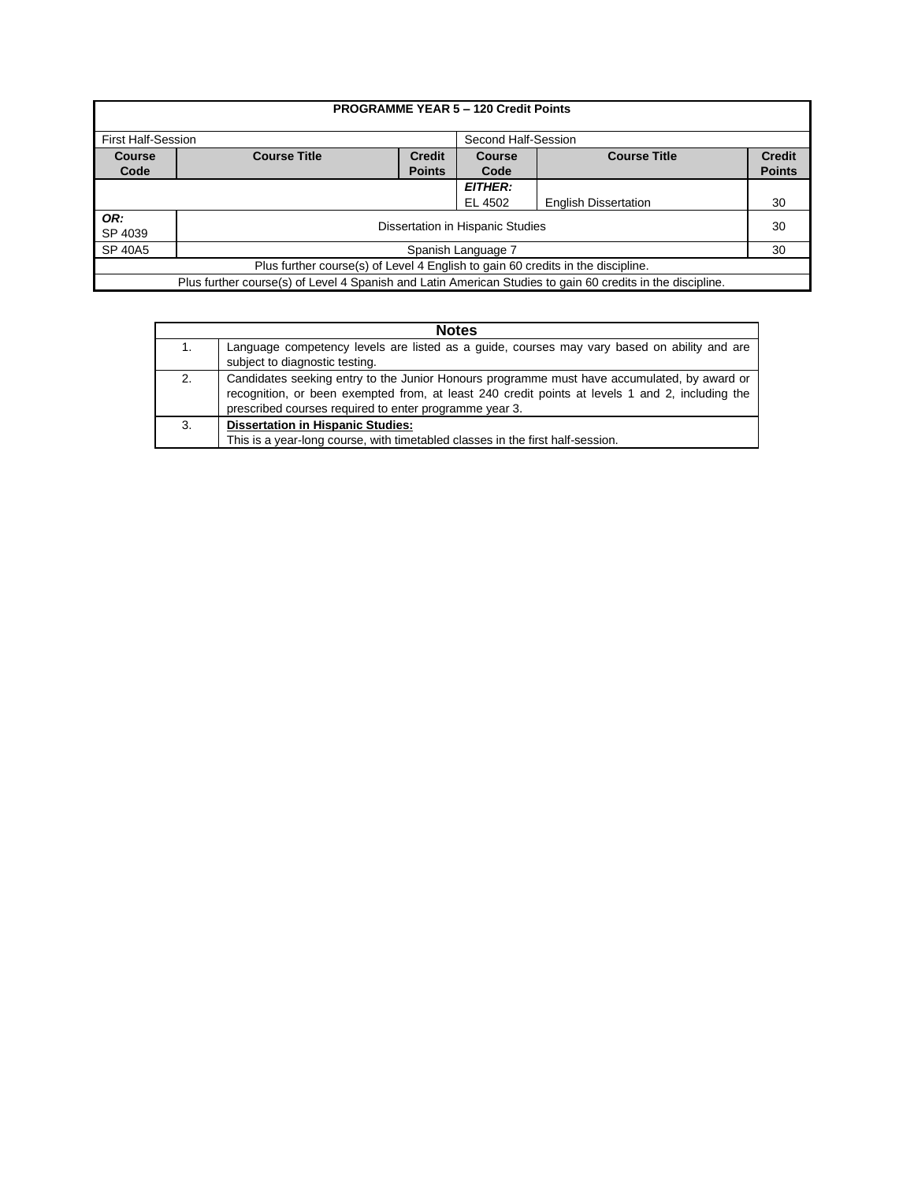| PROGRAMME YEAR 5 – 120 Credit Points | | | | | |
|---|---|---|---|---|---|
| First Half-Session | | | Second Half-Session | | |
| **Course Code** | **Course Title** | **Credit Points** | **Course Code** | **Course Title** | **Credit Points** |
| | | | ***EITHER:*** EL 4502 | English Dissertation | 30 |
| ***OR:*** SP 4039 | Dissertation in Hispanic Studies | | | | 30 |
| SP 40A5 | Spanish Language 7 | | | | 30 |
| Plus further course(s) of Level 4 English to gain 60 credits in the discipline. | | | | | |
| Plus further course(s) of Level 4 Spanish and Latin American Studies to gain 60 credits in the discipline. | | | | | |

| Notes | |
|---|---|
| 1. | Language competency levels are listed as a guide, courses may vary based on ability and are subject to diagnostic testing. |
| 2. | Candidates seeking entry to the Junior Honours programme must have accumulated, by award or recognition, or been exempted from, at least 240 credit points at levels 1 and 2, including the prescribed courses required to enter programme year 3. |
| 3. | **Dissertation in Hispanic Studies:** This is a year-long course, with timetabled classes in the first half-session. |